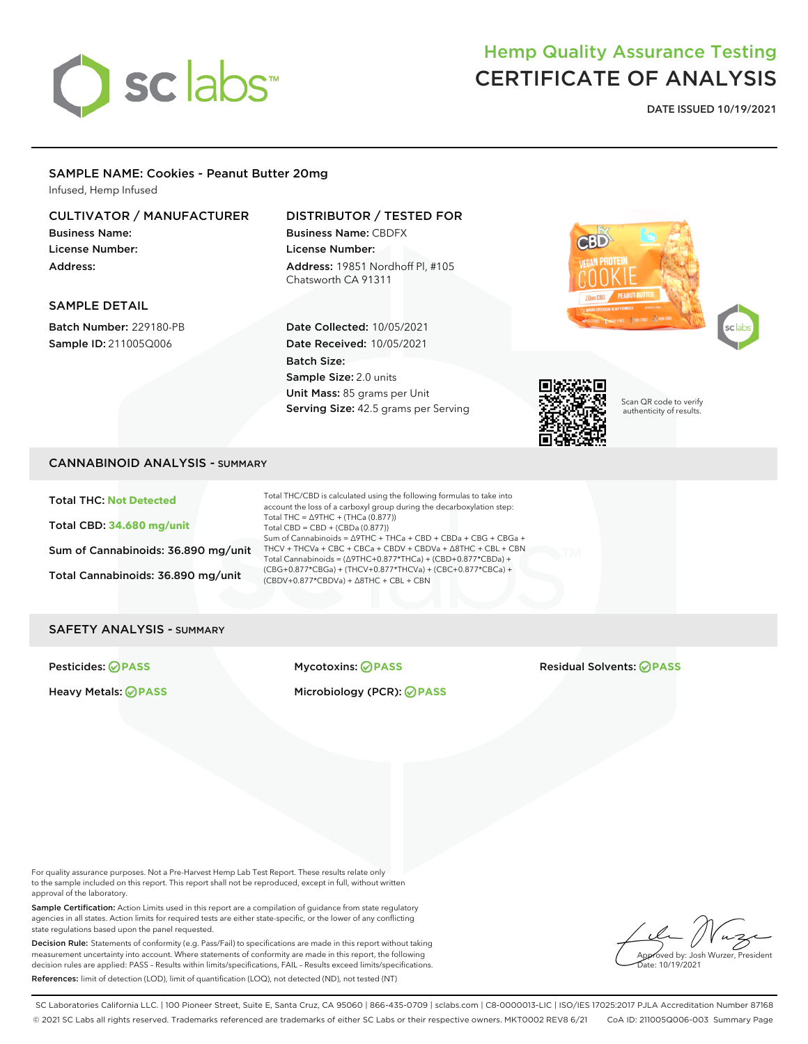# Hemp Quality Assurance Testing
# CERTIFICATE OF ANALYSIS

**DATE ISSUED 10/19/2021**

## SAMPLE NAME: Cookies - Peanut Butter 20mg

Infused, Hemp Infused

### CULTIVATOR / MANUFACTURER

**Business Name:**
**License Number:**
**Address:**

### DISTRIBUTOR / TESTED FOR

**Business Name:** CBDFX
**License Number:**
**Address:** 19851 Nordhoff Pl, #105 Chatsworth CA 91311

### SAMPLE DETAIL

**Batch Number:** 229180-PB
**Sample ID:** 211005Q006

**Date Collected:** 10/05/2021
**Date Received:** 10/05/2021
**Batch Size:**
**Sample Size:** 2.0 units
**Unit Mass:** 85 grams per Unit
**Serving Size:** 42.5 grams per Serving

Scan QR code to verify authenticity of results.

## CANNABINOID ANALYSIS - SUMMARY

**Total THC:** Not Detected

**Total CBD:** 34.680 mg/unit

**Sum of Cannabinoids:** 36.890 mg/unit

**Total Cannabinoids:** 36.890 mg/unit

Total THC/CBD is calculated using the following formulas to take into account the loss of a carboxyl group during the decarboxylation step:
Total THC = Δ9THC + (THCa (0.877))
Total CBD = CBD + (CBDa (0.877))
Sum of Cannabinoids = Δ9THC + THCa + CBD + CBDa + CBG + CBGa + THCV + THCVa + CBC + CBCa + CBDV + CBDVa + Δ8THC + CBL + CBN
Total Cannabinoids = (Δ9THC+0.877*THCa) + (CBD+0.877*CBDa) + (CBG+0.877*CBGa) + (THCV+0.877*THCVa) + (CBC+0.877*CBCa) + (CBDV+0.877*CBDVa) + Δ8THC + CBL + CBN

## SAFETY ANALYSIS - SUMMARY

**Pesticides:** PASS

**Heavy Metals:** PASS

**Mycotoxins:** PASS

**Microbiology (PCR):** PASS

**Residual Solvents:** PASS

For quality assurance purposes. Not a Pre-Harvest Hemp Lab Test Report. These results relate only to the sample included on this report. This report shall not be reproduced, except in full, without written approval of the laboratory.

**Sample Certification:** Action Limits used in this report are a compilation of guidance from state regulatory agencies in all states. Action limits for required tests are either state-specific, or the lower of any conflicting state regulations based upon the panel requested.

**Decision Rule:** Statements of conformity (e.g. Pass/Fail) to specifications are made in this report without taking measurement uncertainty into account. Where statements of conformity are made in this report, the following decision rules are applied: PASS - Results within limits/specifications, FAIL - Results exceed limits/specifications.

**References:** limit of detection (LOD), limit of quantification (LOQ), not detected (ND), not tested (NT)

Approved by: Josh Wurzer, President
Date: 10/19/2021

SC Laboratories California LLC. | 100 Pioneer Street, Suite E, Santa Cruz, CA 95060 | 866-435-0709 | sclabs.com | C8-0000013-LIC | ISO/IES 17025:2017 PJLA Accreditation Number 87168
© 2021 SC Labs all rights reserved. Trademarks referenced are trademarks of either SC Labs or their respective owners. MKT0002 REV8 6/21 CoA ID: 211005Q006-003 Summary Page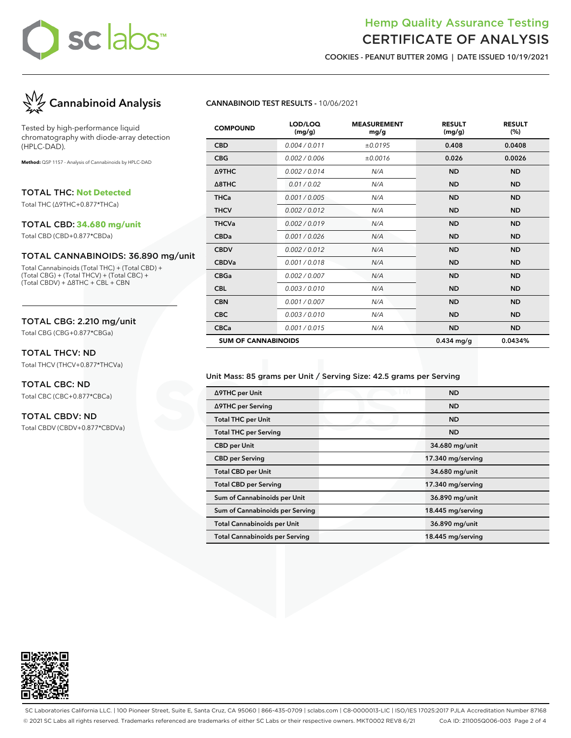# Hemp Quality Assurance Testing
# CERTIFICATE OF ANALYSIS

**COOKIES - PEANUT BUTTER 20MG | DATE ISSUED 10/19/2021**

## Cannabinoid Analysis

Tested by high-performance liquid chromatography with diode-array detection (HPLC-DAD).

**Method:** QSP 1157 - Analysis of Cannabinoids by HPLC-DAD

### TOTAL THC: Not Detected
Total THC (Δ9THC+0.877*THCa)

### TOTAL CBD: 34.680 mg/unit
Total CBD (CBD+0.877*CBDa)

### TOTAL CANNABINOIDS: 36.890 mg/unit
Total Cannabinoids (Total THC) + (Total CBD) + (Total CBG) + (Total THCV) + (Total CBC) + (Total CBDV) + Δ8THC + CBL + CBN

### TOTAL CBG: 2.210 mg/unit
Total CBG (CBG+0.877*CBGa)

### TOTAL THCV: ND
Total THCV (THCV+0.877*THCVa)

### TOTAL CBC: ND
Total CBC (CBC+0.877*CBCa)

### TOTAL CBDV: ND
Total CBDV (CBDV+0.877*CBDVa)

**CANNABINOID TEST RESULTS** - 10/06/2021

| COMPOUND | LOD/LOQ (mg/g) | MEASUREMENT mg/g | RESULT (mg/g) | RESULT (%) |
|---|---|---|---|---|
| CBD | 0.004 / 0.011 | ±0.0195 | 0.408 | 0.0408 |
| CBG | 0.002 / 0.006 | ±0.0016 | 0.026 | 0.0026 |
| Δ9THC | 0.002 / 0.014 | N/A | ND | ND |
| Δ8THC | 0.01 / 0.02 | N/A | ND | ND |
| THCa | 0.001 / 0.005 | N/A | ND | ND |
| THCV | 0.002 / 0.012 | N/A | ND | ND |
| THCVa | 0.002 / 0.019 | N/A | ND | ND |
| CBDa | 0.001 / 0.026 | N/A | ND | ND |
| CBDV | 0.002 / 0.012 | N/A | ND | ND |
| CBDVa | 0.001 / 0.018 | N/A | ND | ND |
| CBGa | 0.002 / 0.007 | N/A | ND | ND |
| CBL | 0.003 / 0.010 | N/A | ND | ND |
| CBN | 0.001 / 0.007 | N/A | ND | ND |
| CBC | 0.003 / 0.010 | N/A | ND | ND |
| CBCa | 0.001 / 0.015 | N/A | ND | ND |
| **SUM OF CANNABINOIDS** | | | **0.434 mg/g** | **0.0434%** |

Unit Mass: 85 grams per Unit / Serving Size: 42.5 grams per Serving

| | |
|---|---|
| Δ9THC per Unit | ND |
| Δ9THC per Serving | ND |
| Total THC per Unit | ND |
| Total THC per Serving | ND |
| CBD per Unit | 34.680 mg/unit |
| CBD per Serving | 17.340 mg/serving |
| Total CBD per Unit | 34.680 mg/unit |
| Total CBD per Serving | 17.340 mg/serving |
| Sum of Cannabinoids per Unit | 36.890 mg/unit |
| Sum of Cannabinoids per Serving | 18.445 mg/serving |
| Total Cannabinoids per Unit | 36.890 mg/unit |
| Total Cannabinoids per Serving | 18.445 mg/serving |

SC Laboratories California LLC. | 100 Pioneer Street, Suite E, Santa Cruz, CA 95060 | 866-435-0709 | sclabs.com | C8-0000013-LIC | ISO/IES 17025:2017 PJLA Accreditation Number 87168
© 2021 SC Labs all rights reserved. Trademarks referenced are trademarks of either SC Labs or their respective owners. MKT0002 REV8 6/21 CoA ID: 211005Q006-003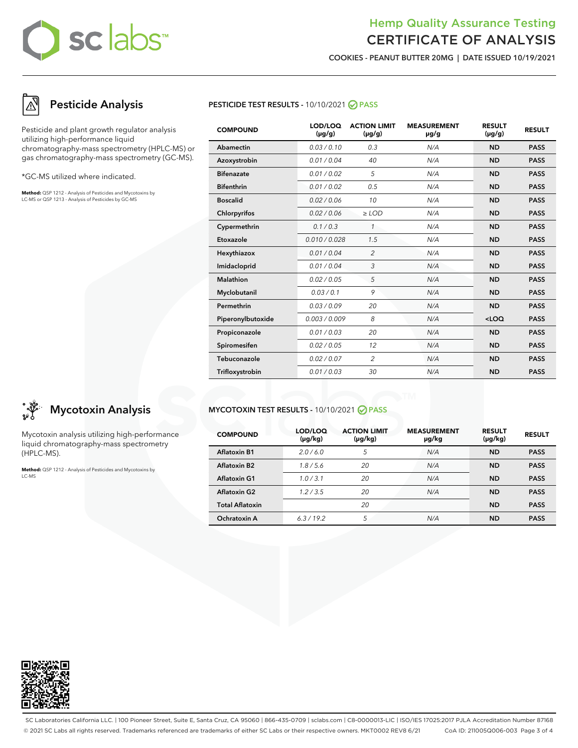# Hemp Quality Assurance Testing
# CERTIFICATE OF ANALYSIS

**COOKIES - PEANUT BUTTER 20MG | DATE ISSUED 10/19/2021**

## Pesticide Analysis

Pesticide and plant growth regulator analysis utilizing high-performance liquid chromatography-mass spectrometry (HPLC-MS) or gas chromatography-mass spectrometry (GC-MS).

*GC-MS utilized where indicated.

**Method:** QSP 1212 - Analysis of Pesticides and Mycotoxins by LC-MS or QSP 1213 - Analysis of Pesticides by GC-MS

**PESTICIDE TEST RESULTS -** 10/10/2021 **PASS**

| COMPOUND | LOD/LOQ (µg/g) | ACTION LIMIT (µg/g) | MEASUREMENT µg/g | RESULT (µg/g) | RESULT |
|---|---|---|---|---|---|
| Abamectin | 0.03 / 0.10 | 0.3 | N/A | ND | PASS |
| Azoxystrobin | 0.01 / 0.04 | 40 | N/A | ND | PASS |
| Bifenazate | 0.01 / 0.02 | 5 | N/A | ND | PASS |
| Bifenthrin | 0.01 / 0.02 | 0.5 | N/A | ND | PASS |
| Boscalid | 0.02 / 0.06 | 10 | N/A | ND | PASS |
| Chlorpyrifos | 0.02 / 0.06 | ≥ LOD | N/A | ND | PASS |
| Cypermethrin | 0.1 / 0.3 | 1 | N/A | ND | PASS |
| Etoxazole | 0.010 / 0.028 | 1.5 | N/A | ND | PASS |
| Hexythiazox | 0.01 / 0.04 | 2 | N/A | ND | PASS |
| Imidacloprid | 0.01 / 0.04 | 3 | N/A | ND | PASS |
| Malathion | 0.02 / 0.05 | 5 | N/A | ND | PASS |
| Myclobutanil | 0.03 / 0.1 | 9 | N/A | ND | PASS |
| Permethrin | 0.03 / 0.09 | 20 | N/A | ND | PASS |
| Piperonylbutoxide | 0.003 / 0.009 | 8 | N/A | <LOQ | PASS |
| Propiconazole | 0.01 / 0.03 | 20 | N/A | ND | PASS |
| Spiromesifen | 0.02 / 0.05 | 12 | N/A | ND | PASS |
| Tebuconazole | 0.02 / 0.07 | 2 | N/A | ND | PASS |
| Trifloxystrobin | 0.01 / 0.03 | 30 | N/A | ND | PASS |

## Mycotoxin Analysis

Mycotoxin analysis utilizing high-performance liquid chromatography-mass spectrometry (HPLC-MS).

**Method:** QSP 1212 - Analysis of Pesticides and Mycotoxins by LC-MS

**MYCOTOXIN TEST RESULTS -** 10/10/2021 **PASS**

| COMPOUND | LOD/LOQ (µg/kg) | ACTION LIMIT (µg/kg) | MEASUREMENT µg/kg | RESULT (µg/kg) | RESULT |
|---|---|---|---|---|---|
| Aflatoxin B1 | 2.0 / 6.0 | 5 | N/A | ND | PASS |
| Aflatoxin B2 | 1.8 / 5.6 | 20 | N/A | ND | PASS |
| Aflatoxin G1 | 1.0 / 3.1 | 20 | N/A | ND | PASS |
| Aflatoxin G2 | 1.2 / 3.5 | 20 | N/A | ND | PASS |
| Total Aflatoxin | | 20 | | ND | PASS |
| Ochratoxin A | 6.3 / 19.2 | 5 | N/A | ND | PASS |

SC Laboratories California LLC. | 100 Pioneer Street, Suite E, Santa Cruz, CA 95060 | 866-435-0709 | sclabs.com | C8-0000013-LIC | ISO/IES 17025:2017 PJLA Accreditation Number 87168
© 2021 SC Labs all rights reserved. Trademarks referenced are trademarks of either SC Labs or their respective owners. MKT0002 REV8 6/21 CoA ID: 211005Q006-003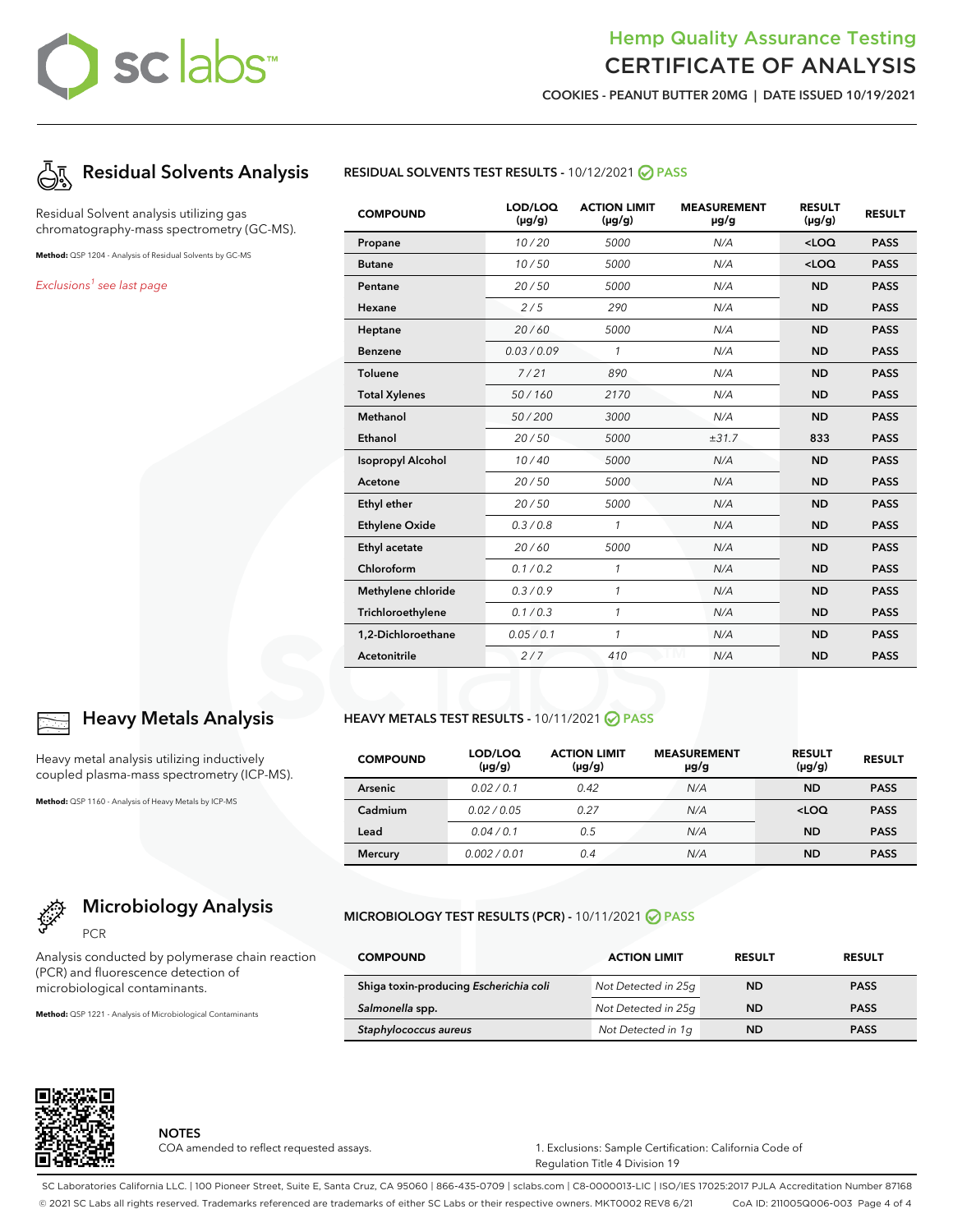# Hemp Quality Assurance Testing
# CERTIFICATE OF ANALYSIS

**COOKIES - PEANUT BUTTER 20MG | DATE ISSUED 10/19/2021**

## Residual Solvents Analysis

Residual Solvent analysis utilizing gas chromatography-mass spectrometry (GC-MS).

**Method:** QSP 1204 - Analysis of Residual Solvents by GC-MS

*Exclusions[1] see last page*

### RESIDUAL SOLVENTS TEST RESULTS - 10/12/2021 PASS

| COMPOUND | LOD/LOQ (μg/g) | ACTION LIMIT (μg/g) | MEASUREMENT μg/g | RESULT (μg/g) | RESULT |
|---|---|---|---|---|---|
| Propane | 10 / 20 | 5000 | N/A | <LOQ | PASS |
| Butane | 10 / 50 | 5000 | N/A | <LOQ | PASS |
| Pentane | 20 / 50 | 5000 | N/A | ND | PASS |
| Hexane | 2 / 5 | 290 | N/A | ND | PASS |
| Heptane | 20 / 60 | 5000 | N/A | ND | PASS |
| Benzene | 0.03 / 0.09 | 1 | N/A | ND | PASS |
| Toluene | 7 / 21 | 890 | N/A | ND | PASS |
| Total Xylenes | 50 / 160 | 2170 | N/A | ND | PASS |
| Methanol | 50 / 200 | 3000 | N/A | ND | PASS |
| Ethanol | 20 / 50 | 5000 | ±31.7 | 833 | PASS |
| Isopropyl Alcohol | 10 / 40 | 5000 | N/A | ND | PASS |
| Acetone | 20 / 50 | 5000 | N/A | ND | PASS |
| Ethyl ether | 20 / 50 | 5000 | N/A | ND | PASS |
| Ethylene Oxide | 0.3 / 0.8 | 1 | N/A | ND | PASS |
| Ethyl acetate | 20 / 60 | 5000 | N/A | ND | PASS |
| Chloroform | 0.1 / 0.2 | 1 | N/A | ND | PASS |
| Methylene chloride | 0.3 / 0.9 | 1 | N/A | ND | PASS |
| Trichloroethylene | 0.1 / 0.3 | 1 | N/A | ND | PASS |
| 1,2-Dichloroethane | 0.05 / 0.1 | 1 | N/A | ND | PASS |
| Acetonitrile | 2 / 7 | 410 | N/A | ND | PASS |

## Heavy Metals Analysis

Heavy metal analysis utilizing inductively coupled plasma-mass spectrometry (ICP-MS).

**Method:** QSP 1160 - Analysis of Heavy Metals by ICP-MS

### HEAVY METALS TEST RESULTS - 10/11/2021 PASS

| COMPOUND | LOD/LOQ (μg/g) | ACTION LIMIT (μg/g) | MEASUREMENT μg/g | RESULT (μg/g) | RESULT |
|---|---|---|---|---|---|
| Arsenic | 0.02 / 0.1 | 0.42 | N/A | ND | PASS |
| Cadmium | 0.02 / 0.05 | 0.27 | N/A | <LOQ | PASS |
| Lead | 0.04 / 0.1 | 0.5 | N/A | ND | PASS |
| Mercury | 0.002 / 0.01 | 0.4 | N/A | ND | PASS |

## Microbiology Analysis

PCR

Analysis conducted by polymerase chain reaction (PCR) and fluorescence detection of microbiological contaminants.

**Method:** QSP 1221 - Analysis of Microbiological Contaminants

### MICROBIOLOGY TEST RESULTS (PCR) - 10/11/2021 PASS

| COMPOUND | ACTION LIMIT | RESULT | RESULT |
|---|---|---|---|
| *Shiga toxin-producing Escherichia coli* | Not Detected in 25g | ND | PASS |
| *Salmonella spp.* | Not Detected in 25g | ND | PASS |
| *Staphylococcus aureus* | Not Detected in 1g | ND | PASS |

**NOTES**

COA amended to reflect requested assays.

1. Exclusions: Sample Certification: California Code of Regulation Title 4 Division 19

SC Laboratories California LLC. | 100 Pioneer Street, Suite E, Santa Cruz, CA 95060 | 866-435-0709 | sclabs.com | C8-0000013-LIC | ISO/IES 17025:2017 PJLA Accreditation Number 87168

© 2021 SC Labs all rights reserved. Trademarks referenced are trademarks of either SC Labs or their respective owners. MKT0002 REV8 6/21 CoA ID: 211005Q006-003